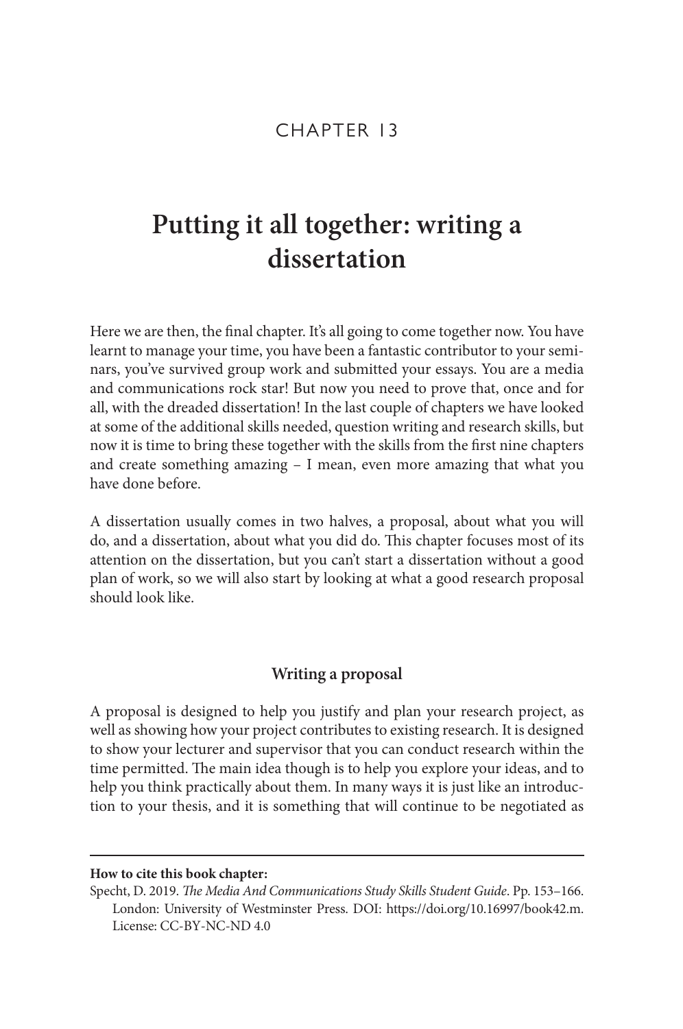CHAPTER 13

# Putting it all together: writing a dissertation

Here we are then, the final chapter. It's all going to come together now. You have learnt to manage your time, you have been a fantastic contributor to your seminars, you've survived group work and submitted your essays. You are a media and communications rock star! But now you need to prove that, once and for all, with the dreaded dissertation! In the last couple of chapters we have looked at some of the additional skills needed, question writing and research skills, but now it is time to bring these together with the skills from the first nine chapters and create something amazing – I mean, even more amazing that what you have done before.

A dissertation usually comes in two halves, a proposal, about what you will do, and a dissertation, about what you did do. This chapter focuses most of its attention on the dissertation, but you can't start a dissertation without a good plan of work, so we will also start by looking at what a good research proposal should look like.

## Writing a proposal

A proposal is designed to help you justify and plan your research project, as well as showing how your project contributes to existing research. It is designed to show your lecturer and supervisor that you can conduct research within the time permitted. The main idea though is to help you explore your ideas, and to help you think practically about them. In many ways it is just like an introduction to your thesis, and it is something that will continue to be negotiated as

---

**How to cite this book chapter:**

Specht, D. 2019. *The Media And Communications Study Skills Student Guide*. Pp. 153–166. London: University of Westminster Press. DOI: https://doi.org/10.16997/book42.m. License: CC-BY-NC-ND 4.0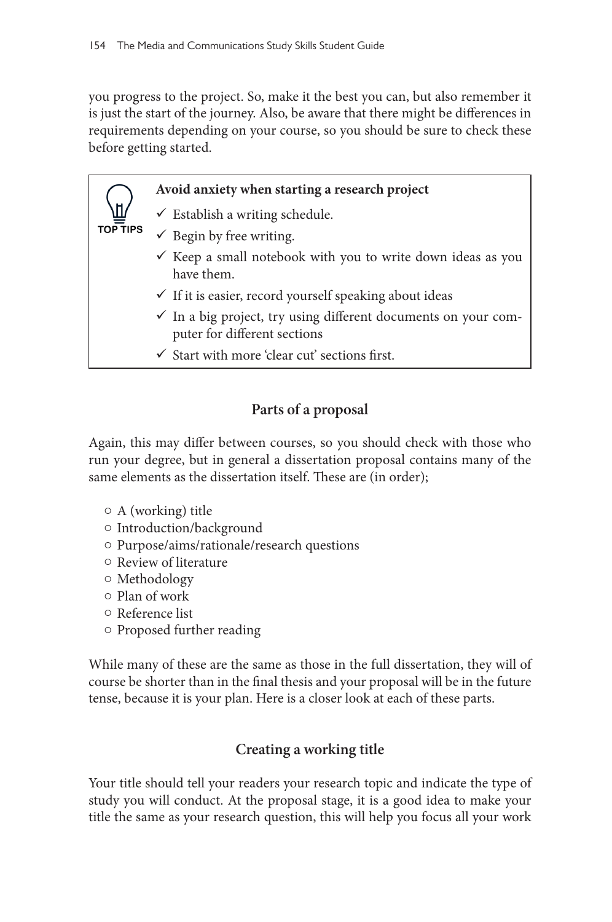you progress to the project. So, make it the best you can, but also remember it is just the start of the journey. Also, be aware that there might be differences in requirements depending on your course, so you should be sure to check these before getting started.

> **TOP TIPS**
>
> **Avoid anxiety when starting a research project**
>
> - ✓ Establish a writing schedule.
> - ✓ Begin by free writing.
> - ✓ Keep a small notebook with you to write down ideas as you have them.
> - ✓ If it is easier, record yourself speaking about ideas
> - ✓ In a big project, try using different documents on your computer for different sections
> - ✓ Start with more 'clear cut' sections first.

## Parts of a proposal

Again, this may differ between courses, so you should check with those who run your degree, but in general a dissertation proposal contains many of the same elements as the dissertation itself. These are (in order);

- A (working) title
- Introduction/background
- Purpose/aims/rationale/research questions
- Review of literature
- Methodology
- Plan of work
- Reference list
- Proposed further reading

While many of these are the same as those in the full dissertation, they will of course be shorter than in the final thesis and your proposal will be in the future tense, because it is your plan. Here is a closer look at each of these parts.

## Creating a working title

Your title should tell your readers your research topic and indicate the type of study you will conduct. At the proposal stage, it is a good idea to make your title the same as your research question, this will help you focus all your work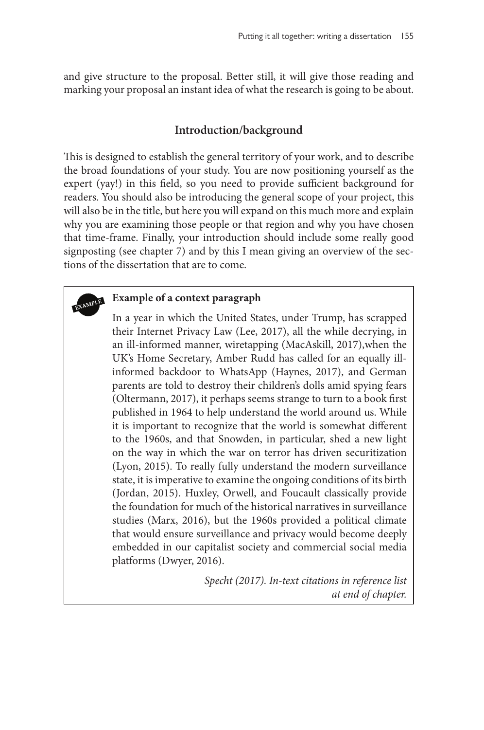and give structure to the proposal. Better still, it will give those reading and marking your proposal an instant idea of what the research is going to be about.

## Introduction/background

This is designed to establish the general territory of your work, and to describe the broad foundations of your study. You are now positioning yourself as the expert (yay!) in this field, so you need to provide sufficient background for readers. You should also be introducing the general scope of your project, this will also be in the title, but here you will expand on this much more and explain why you are examining those people or that region and why you have chosen that time-frame. Finally, your introduction should include some really good signposting (see chapter 7) and by this I mean giving an overview of the sections of the dissertation that are to come.

> EXAMPLE
>
> **Example of a context paragraph**
>
> In a year in which the United States, under Trump, has scrapped their Internet Privacy Law (Lee, 2017), all the while decrying, in an ill-informed manner, wiretapping (MacAskill, 2017),when the UK's Home Secretary, Amber Rudd has called for an equally ill-informed backdoor to WhatsApp (Haynes, 2017), and German parents are told to destroy their children's dolls amid spying fears (Oltermann, 2017), it perhaps seems strange to turn to a book first published in 1964 to help understand the world around us. While it is important to recognize that the world is somewhat different to the 1960s, and that Snowden, in particular, shed a new light on the way in which the war on terror has driven securitization (Lyon, 2015). To really fully understand the modern surveillance state, it is imperative to examine the ongoing conditions of its birth (Jordan, 2015). Huxley, Orwell, and Foucault classically provide the foundation for much of the historical narratives in surveillance studies (Marx, 2016), but the 1960s provided a political climate that would ensure surveillance and privacy would become deeply embedded in our capitalist society and commercial social media platforms (Dwyer, 2016).
>
> *Specht (2017). In-text citations in reference list at end of chapter.*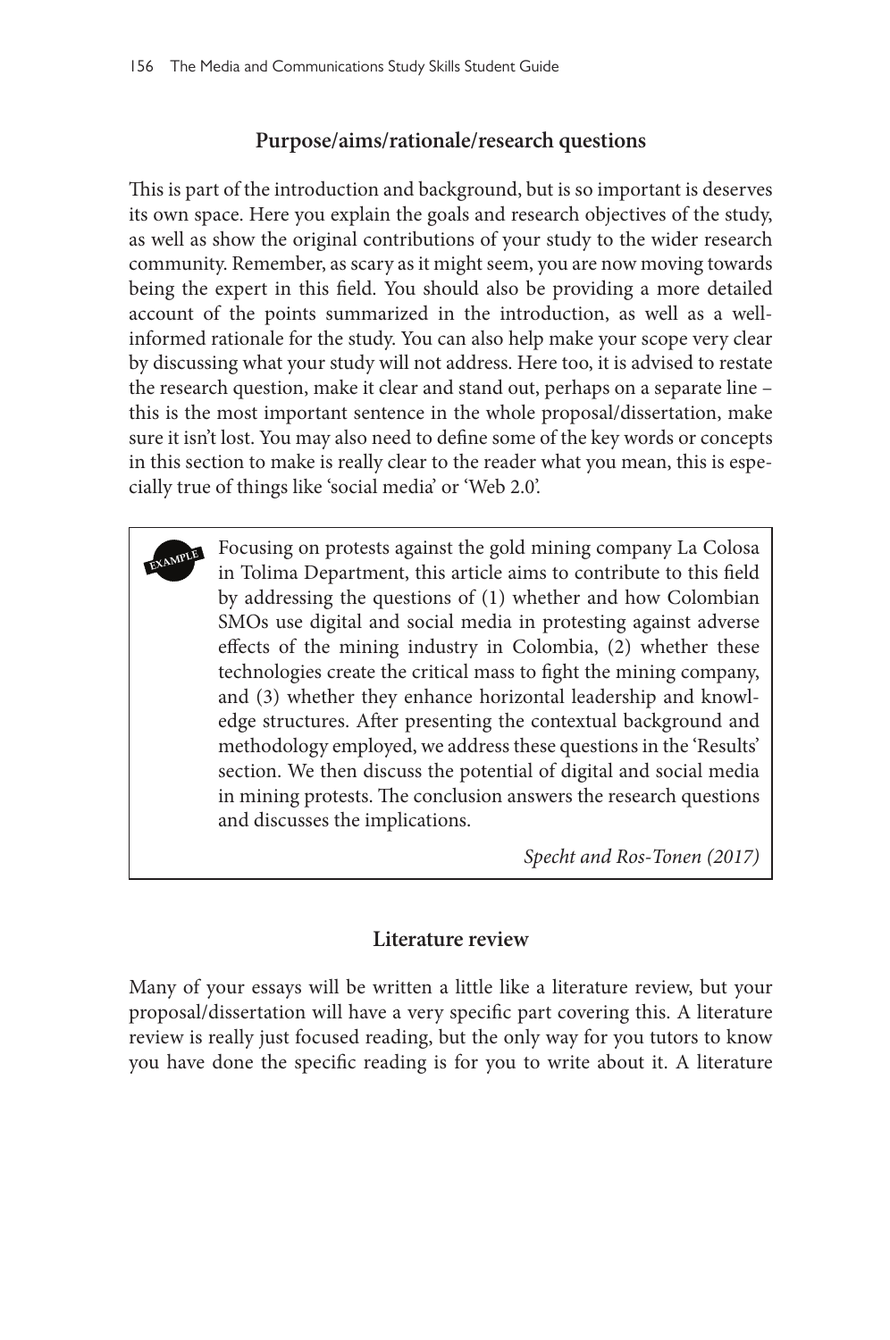## Purpose/aims/rationale/research questions

This is part of the introduction and background, but is so important is deserves its own space. Here you explain the goals and research objectives of the study, as well as show the original contributions of your study to the wider research community. Remember, as scary as it might seem, you are now moving towards being the expert in this field. You should also be providing a more detailed account of the points summarized in the introduction, as well as a well-informed rationale for the study. You can also help make your scope very clear by discussing what your study will not address. Here too, it is advised to restate the research question, make it clear and stand out, perhaps on a separate line – this is the most important sentence in the whole proposal/dissertation, make sure it isn't lost. You may also need to define some of the key words or concepts in this section to make is really clear to the reader what you mean, this is especially true of things like 'social media' or 'Web 2.0'.

> EXAMPLE
>
> Focusing on protests against the gold mining company La Colosa in Tolima Department, this article aims to contribute to this field by addressing the questions of (1) whether and how Colombian SMOs use digital and social media in protesting against adverse effects of the mining industry in Colombia, (2) whether these technologies create the critical mass to fight the mining company, and (3) whether they enhance horizontal leadership and knowledge structures. After presenting the contextual background and methodology employed, we address these questions in the 'Results' section. We then discuss the potential of digital and social media in mining protests. The conclusion answers the research questions and discusses the implications.
>
> *Specht and Ros-Tonen (2017)*

## Literature review

Many of your essays will be written a little like a literature review, but your proposal/dissertation will have a very specific part covering this. A literature review is really just focused reading, but the only way for you tutors to know you have done the specific reading is for you to write about it. A literature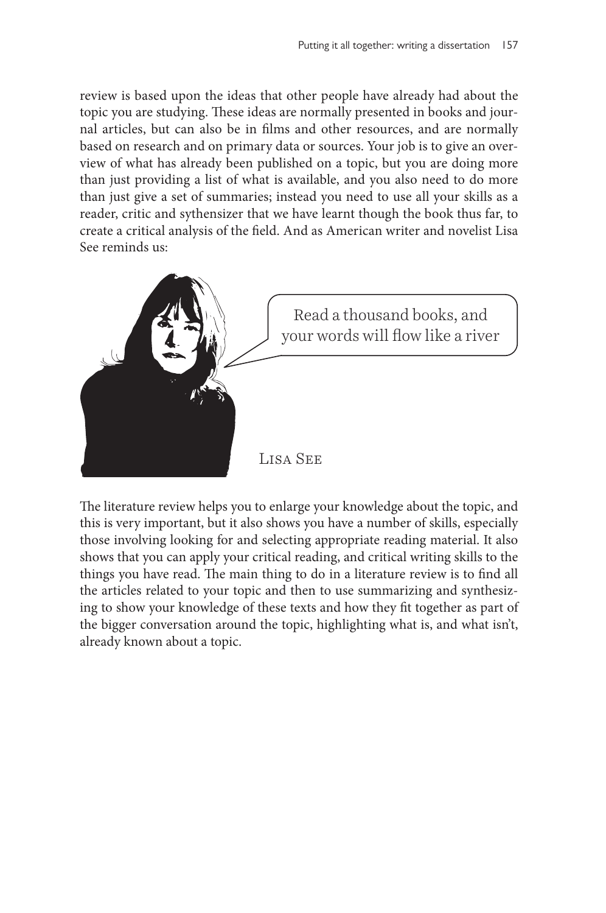review is based upon the ideas that other people have already had about the topic you are studying. These ideas are normally presented in books and journal articles, but can also be in films and other resources, and are normally based on research and on primary data or sources. Your job is to give an overview of what has already been published on a topic, but you are doing more than just providing a list of what is available, and you also need to do more than just give a set of summaries; instead you need to use all your skills as a reader, critic and sythensizer that we have learnt though the book thus far, to create a critical analysis of the field. And as American writer and novelist Lisa See reminds us:

Read a thousand books, and your words will flow like a river

Lisa See

The literature review helps you to enlarge your knowledge about the topic, and this is very important, but it also shows you have a number of skills, especially those involving looking for and selecting appropriate reading material. It also shows that you can apply your critical reading, and critical writing skills to the things you have read. The main thing to do in a literature review is to find all the articles related to your topic and then to use summarizing and synthesizing to show your knowledge of these texts and how they fit together as part of the bigger conversation around the topic, highlighting what is, and what isn't, already known about a topic.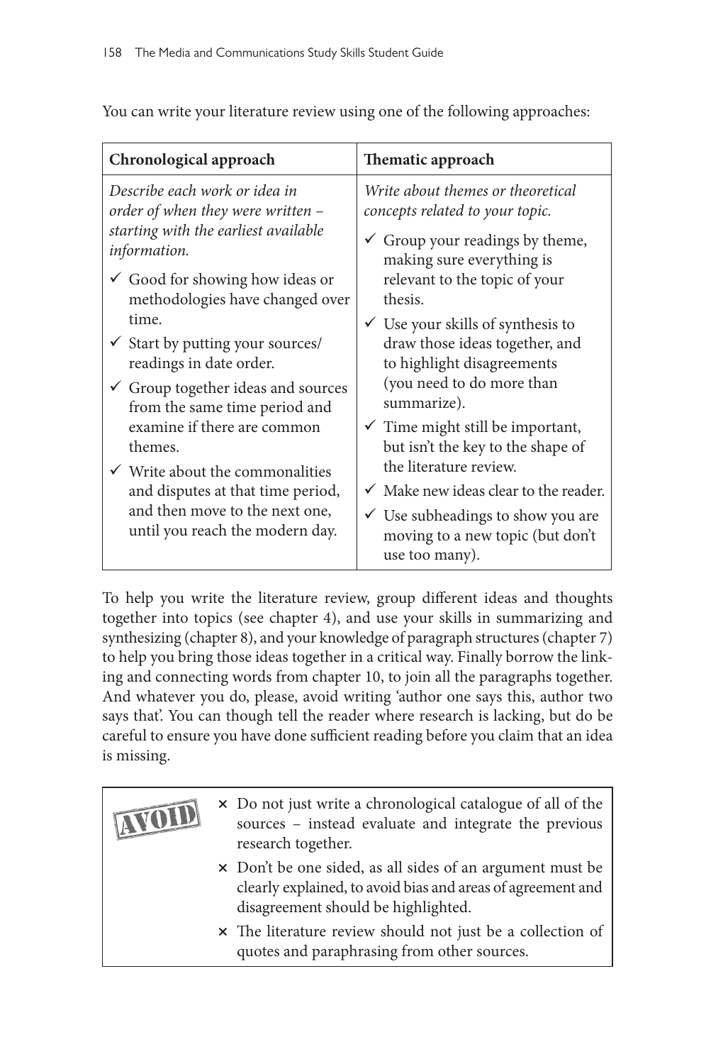You can write your literature review using one of the following approaches:

| Chronological approach | Thematic approach |
|---|---|
| *Describe each work or idea in order of when they were written – starting with the earliest available information.*<br>✓ Good for showing how ideas or methodologies have changed over time.<br>✓ Start by putting your sources/readings in date order.<br>✓ Group together ideas and sources from the same time period and examine if there are common themes.<br>✓ Write about the commonalities and disputes at that time period, and then move to the next one, until you reach the modern day. | *Write about themes or theoretical concepts related to your topic.*<br>✓ Group your readings by theme, making sure everything is relevant to the topic of your thesis.<br>✓ Use your skills of synthesis to draw those ideas together, and to highlight disagreements (you need to do more than summarize).<br>✓ Time might still be important, but isn't the key to the shape of the literature review.<br>✓ Make new ideas clear to the reader.<br>✓ Use subheadings to show you are moving to a new topic (but don't use too many). |

To help you write the literature review, group different ideas and thoughts together into topics (see chapter 4), and use your skills in summarizing and synthesizing (chapter 8), and your knowledge of paragraph structures (chapter 7) to help you bring those ideas together in a critical way. Finally borrow the linking and connecting words from chapter 10, to join all the paragraphs together. And whatever you do, please, avoid writing 'author one says this, author two says that'. You can though tell the reader where research is lacking, but do be careful to ensure you have done sufficient reading before you claim that an idea is missing.

**AVOID**

- × Do not just write a chronological catalogue of all of the sources – instead evaluate and integrate the previous research together.
- × Don't be one sided, as all sides of an argument must be clearly explained, to avoid bias and areas of agreement and disagreement should be highlighted.
- × The literature review should not just be a collection of quotes and paraphrasing from other sources.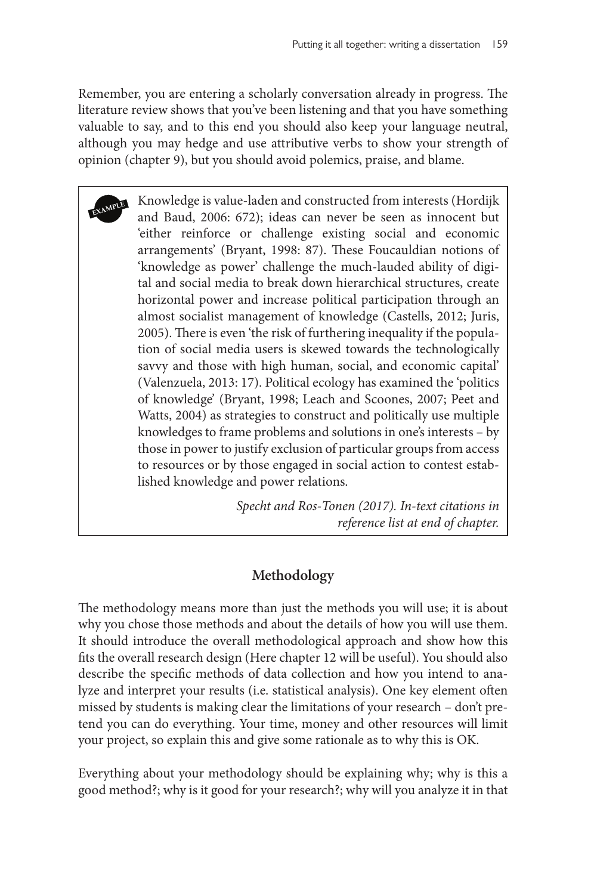Remember, you are entering a scholarly conversation already in progress. The literature review shows that you've been listening and that you have something valuable to say, and to this end you should also keep your language neutral, although you may hedge and use attributive verbs to show your strength of opinion (chapter 9), but you should avoid polemics, praise, and blame.

> EXAMPLE
>
> Knowledge is value-laden and constructed from interests (Hordijk and Baud, 2006: 672); ideas can never be seen as innocent but 'either reinforce or challenge existing social and economic arrangements' (Bryant, 1998: 87). These Foucauldian notions of 'knowledge as power' challenge the much-lauded ability of digital and social media to break down hierarchical structures, create horizontal power and increase political participation through an almost socialist management of knowledge (Castells, 2012; Juris, 2005). There is even 'the risk of furthering inequality if the population of social media users is skewed towards the technologically savvy and those with high human, social, and economic capital' (Valenzuela, 2013: 17). Political ecology has examined the 'politics of knowledge' (Bryant, 1998; Leach and Scoones, 2007; Peet and Watts, 2004) as strategies to construct and politically use multiple knowledges to frame problems and solutions in one's interests – by those in power to justify exclusion of particular groups from access to resources or by those engaged in social action to contest established knowledge and power relations.
>
> *Specht and Ros-Tonen (2017). In-text citations in reference list at end of chapter.*

## Methodology

The methodology means more than just the methods you will use; it is about why you chose those methods and about the details of how you will use them. It should introduce the overall methodological approach and show how this fits the overall research design (Here chapter 12 will be useful). You should also describe the specific methods of data collection and how you intend to analyze and interpret your results (i.e. statistical analysis). One key element often missed by students is making clear the limitations of your research – don't pretend you can do everything. Your time, money and other resources will limit your project, so explain this and give some rationale as to why this is OK.

Everything about your methodology should be explaining why; why is this a good method?; why is it good for your research?; why will you analyze it in that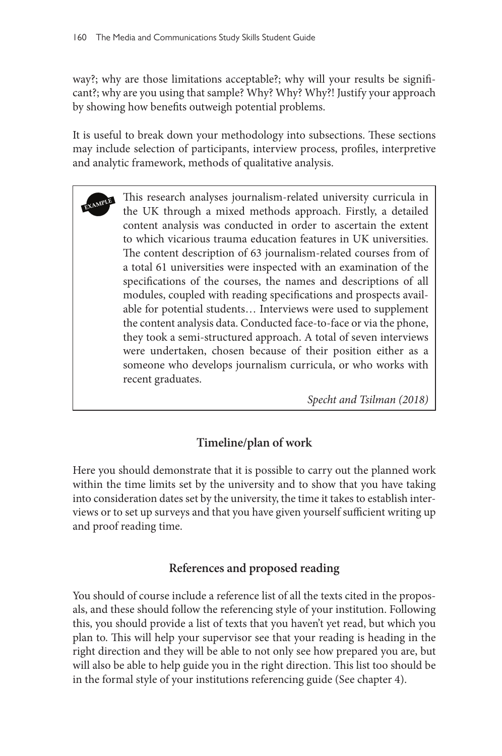way?; why are those limitations acceptable?; why will your results be significant?; why are you using that sample? Why? Why? Why?! Justify your approach by showing how benefits outweigh potential problems.

It is useful to break down your methodology into subsections. These sections may include selection of participants, interview process, profiles, interpretive and analytic framework, methods of qualitative analysis.

> EXAMPLE
>
> This research analyses journalism-related university curricula in the UK through a mixed methods approach. Firstly, a detailed content analysis was conducted in order to ascertain the extent to which vicarious trauma education features in UK universities. The content description of 63 journalism-related courses from of a total 61 universities were inspected with an examination of the specifications of the courses, the names and descriptions of all modules, coupled with reading specifications and prospects available for potential students… Interviews were used to supplement the content analysis data. Conducted face-to-face or via the phone, they took a semi-structured approach. A total of seven interviews were undertaken, chosen because of their position either as a someone who develops journalism curricula, or who works with recent graduates.
>
> *Specht and Tsilman (2018)*

## Timeline/plan of work

Here you should demonstrate that it is possible to carry out the planned work within the time limits set by the university and to show that you have taking into consideration dates set by the university, the time it takes to establish interviews or to set up surveys and that you have given yourself sufficient writing up and proof reading time.

## References and proposed reading

You should of course include a reference list of all the texts cited in the proposals, and these should follow the referencing style of your institution. Following this, you should provide a list of texts that you haven't yet read, but which you plan to. This will help your supervisor see that your reading is heading in the right direction and they will be able to not only see how prepared you are, but will also be able to help guide you in the right direction. This list too should be in the formal style of your institutions referencing guide (See chapter 4).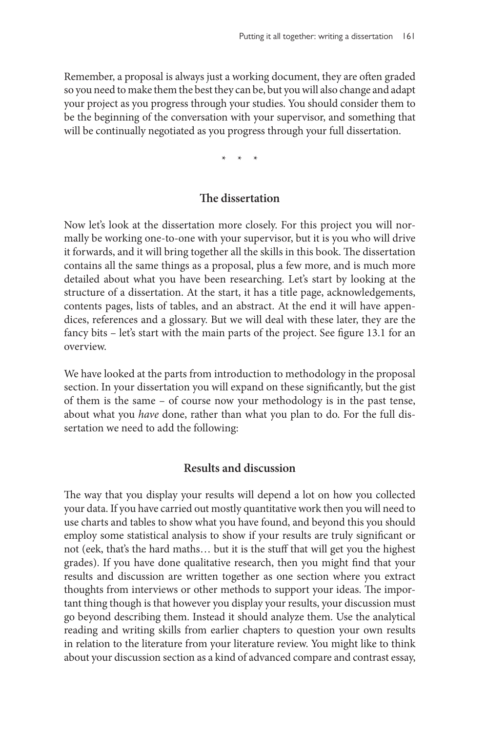Remember, a proposal is always just a working document, they are often graded so you need to make them the best they can be, but you will also change and adapt your project as you progress through your studies. You should consider them to be the beginning of the conversation with your supervisor, and something that will be continually negotiated as you progress through your full dissertation.

\* \* \*

## The dissertation

Now let's look at the dissertation more closely. For this project you will normally be working one-to-one with your supervisor, but it is you who will drive it forwards, and it will bring together all the skills in this book. The dissertation contains all the same things as a proposal, plus a few more, and is much more detailed about what you have been researching. Let's start by looking at the structure of a dissertation. At the start, it has a title page, acknowledgements, contents pages, lists of tables, and an abstract. At the end it will have appendices, references and a glossary. But we will deal with these later, they are the fancy bits – let's start with the main parts of the project. See figure 13.1 for an overview.

We have looked at the parts from introduction to methodology in the proposal section. In your dissertation you will expand on these significantly, but the gist of them is the same – of course now your methodology is in the past tense, about what you *have* done, rather than what you plan to do. For the full dissertation we need to add the following:

## Results and discussion

The way that you display your results will depend a lot on how you collected your data. If you have carried out mostly quantitative work then you will need to use charts and tables to show what you have found, and beyond this you should employ some statistical analysis to show if your results are truly significant or not (eek, that's the hard maths… but it is the stuff that will get you the highest grades). If you have done qualitative research, then you might find that your results and discussion are written together as one section where you extract thoughts from interviews or other methods to support your ideas. The important thing though is that however you display your results, your discussion must go beyond describing them. Instead it should analyze them. Use the analytical reading and writing skills from earlier chapters to question your own results in relation to the literature from your literature review. You might like to think about your discussion section as a kind of advanced compare and contrast essay,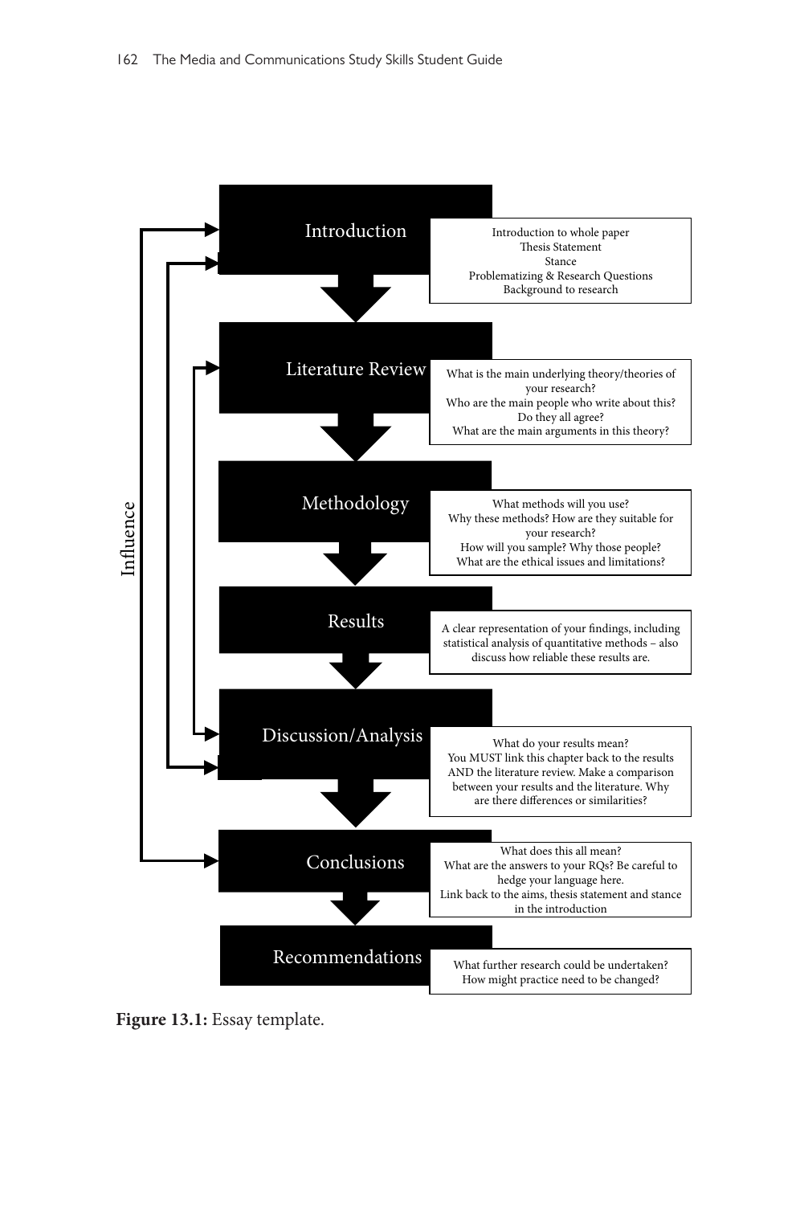**Introduction**

Introduction to whole paper
Thesis Statement
Stance
Problematizing & Research Questions
Background to research

**Literature Review**

What is the main underlying theory/theories of your research?
Who are the main people who write about this?
Do they all agree?
What are the main arguments in this theory?

**Methodology**

What methods will you use?
Why these methods? How are they suitable for your research?
How will you sample? Why those people?
What are the ethical issues and limitations?

**Results**

A clear representation of your findings, including statistical analysis of quantitative methods – also discuss how reliable these results are.

**Discussion/Analysis**

What do your results mean?
You MUST link this chapter back to the results AND the literature review. Make a comparison between your results and the literature. Why are there differences or similarities?

**Conclusions**

What does this all mean?
What are the answers to your RQs? Be careful to hedge your language here.
Link back to the aims, thesis statement and stance in the introduction

**Recommendations**

What further research could be undertaken?
How might practice need to be changed?

Influence

**Figure 13.1:** Essay template.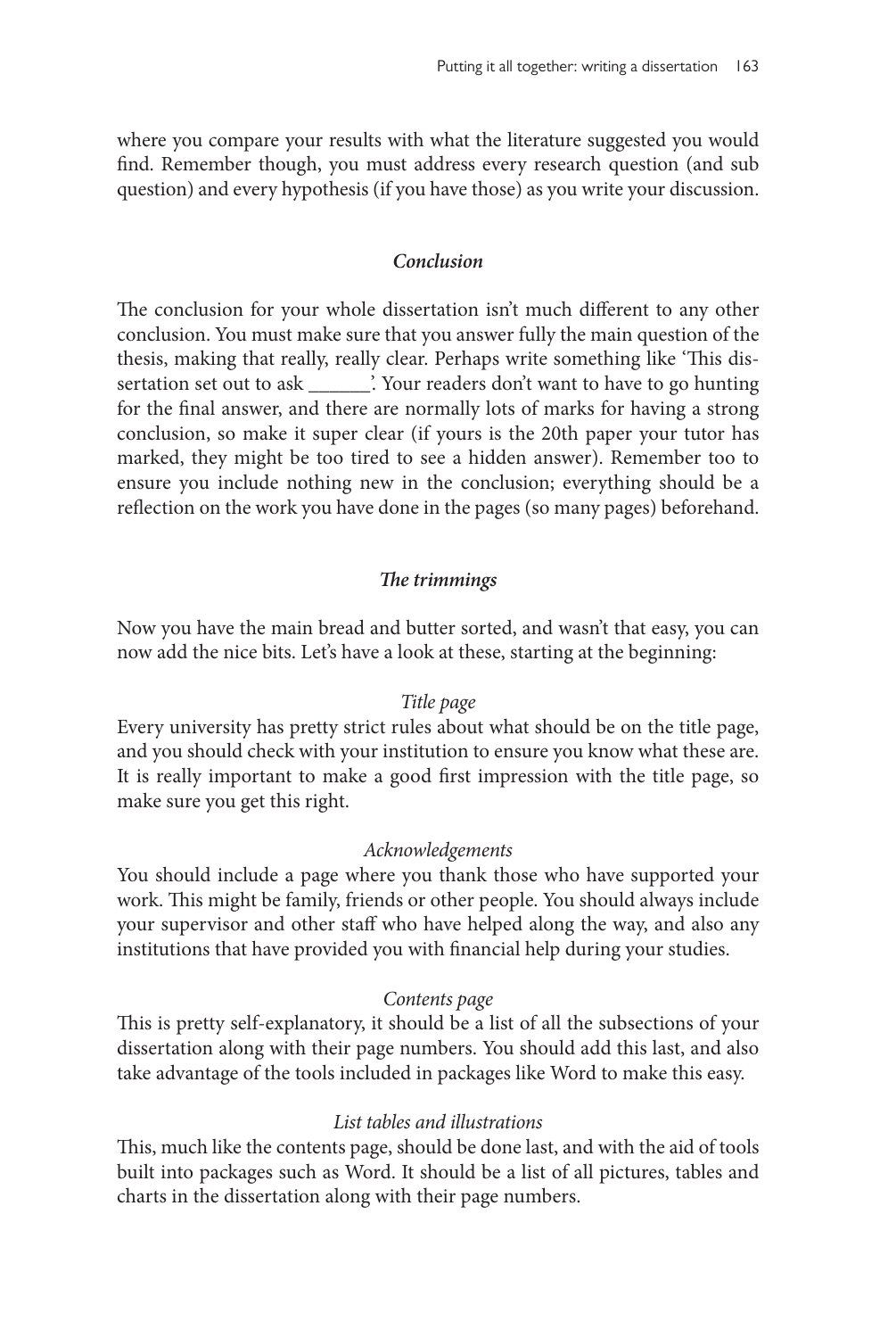where you compare your results with what the literature suggested you would find. Remember though, you must address every research question (and sub question) and every hypothesis (if you have those) as you write your discussion.

### *Conclusion*

The conclusion for your whole dissertation isn't much different to any other conclusion. You must make sure that you answer fully the main question of the thesis, making that really, really clear. Perhaps write something like 'This dissertation set out to ask ______'. Your readers don't want to have to go hunting for the final answer, and there are normally lots of marks for having a strong conclusion, so make it super clear (if yours is the 20th paper your tutor has marked, they might be too tired to see a hidden answer). Remember too to ensure you include nothing new in the conclusion; everything should be a reflection on the work you have done in the pages (so many pages) beforehand.

### *The trimmings*

Now you have the main bread and butter sorted, and wasn't that easy, you can now add the nice bits. Let's have a look at these, starting at the beginning:

#### *Title page*

Every university has pretty strict rules about what should be on the title page, and you should check with your institution to ensure you know what these are. It is really important to make a good first impression with the title page, so make sure you get this right.

#### *Acknowledgements*

You should include a page where you thank those who have supported your work. This might be family, friends or other people. You should always include your supervisor and other staff who have helped along the way, and also any institutions that have provided you with financial help during your studies.

#### *Contents page*

This is pretty self-explanatory, it should be a list of all the subsections of your dissertation along with their page numbers. You should add this last, and also take advantage of the tools included in packages like Word to make this easy.

#### *List tables and illustrations*

This, much like the contents page, should be done last, and with the aid of tools built into packages such as Word. It should be a list of all pictures, tables and charts in the dissertation along with their page numbers.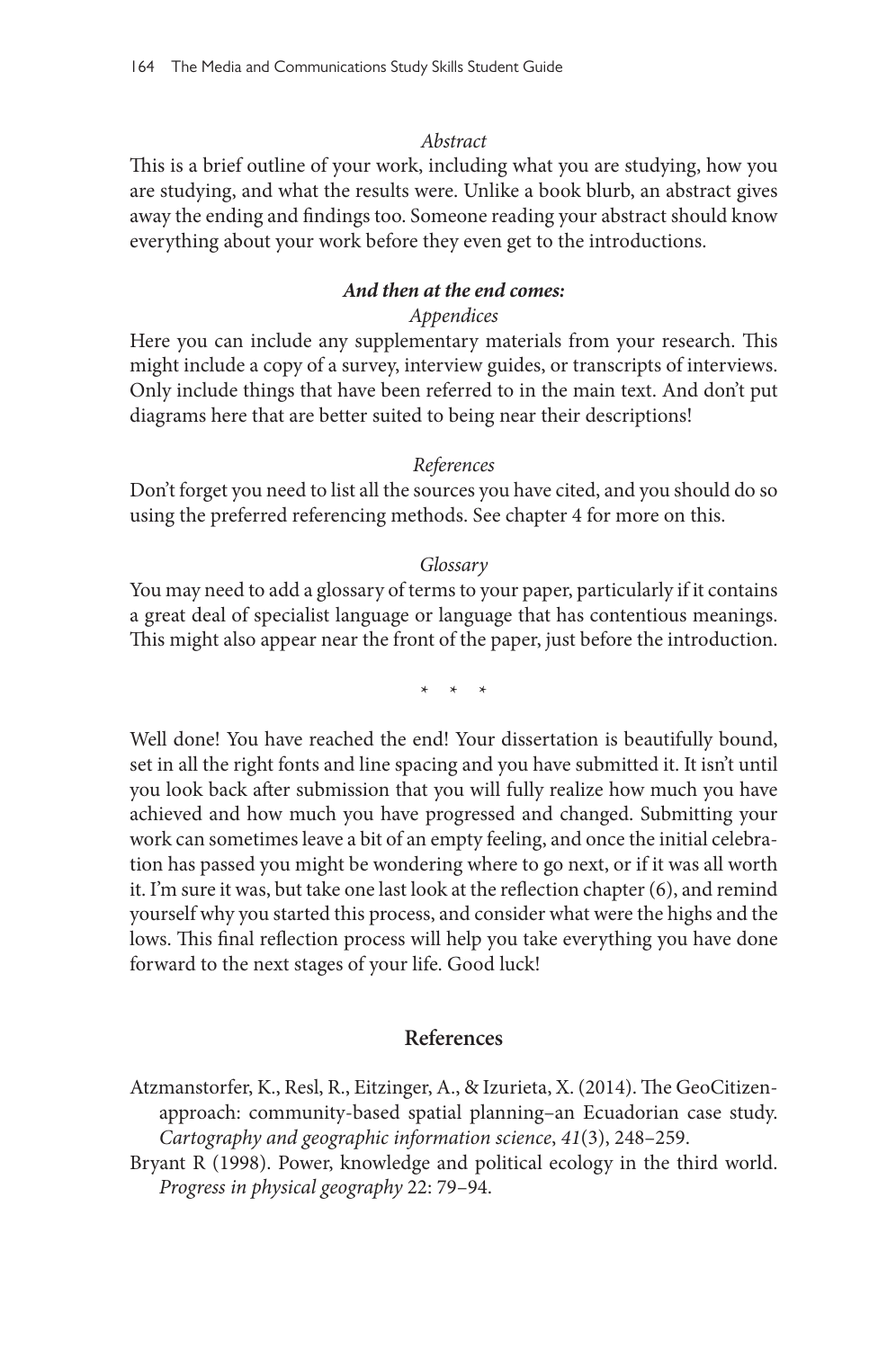*Abstract*

This is a brief outline of your work, including what you are studying, how you are studying, and what the results were. Unlike a book blurb, an abstract gives away the ending and findings too. Someone reading your abstract should know everything about your work before they even get to the introductions.

***And then at the end comes:***

*Appendices*

Here you can include any supplementary materials from your research. This might include a copy of a survey, interview guides, or transcripts of interviews. Only include things that have been referred to in the main text. And don't put diagrams here that are better suited to being near their descriptions!

*References*

Don't forget you need to list all the sources you have cited, and you should do so using the preferred referencing methods. See chapter 4 for more on this.

*Glossary*

You may need to add a glossary of terms to your paper, particularly if it contains a great deal of specialist language or language that has contentious meanings. This might also appear near the front of the paper, just before the introduction.

\* \* \*

Well done! You have reached the end! Your dissertation is beautifully bound, set in all the right fonts and line spacing and you have submitted it. It isn't until you look back after submission that you will fully realize how much you have achieved and how much you have progressed and changed. Submitting your work can sometimes leave a bit of an empty feeling, and once the initial celebration has passed you might be wondering where to go next, or if it was all worth it. I'm sure it was, but take one last look at the reflection chapter (6), and remind yourself why you started this process, and consider what were the highs and the lows. This final reflection process will help you take everything you have done forward to the next stages of your life. Good luck!

## References

Atzmanstorfer, K., Resl, R., Eitzinger, A., & Izurieta, X. (2014). The GeoCitizen-approach: community-based spatial planning–an Ecuadorian case study. *Cartography and geographic information science*, *41*(3), 248–259.

Bryant R (1998). Power, knowledge and political ecology in the third world. *Progress in physical geography* 22: 79–94.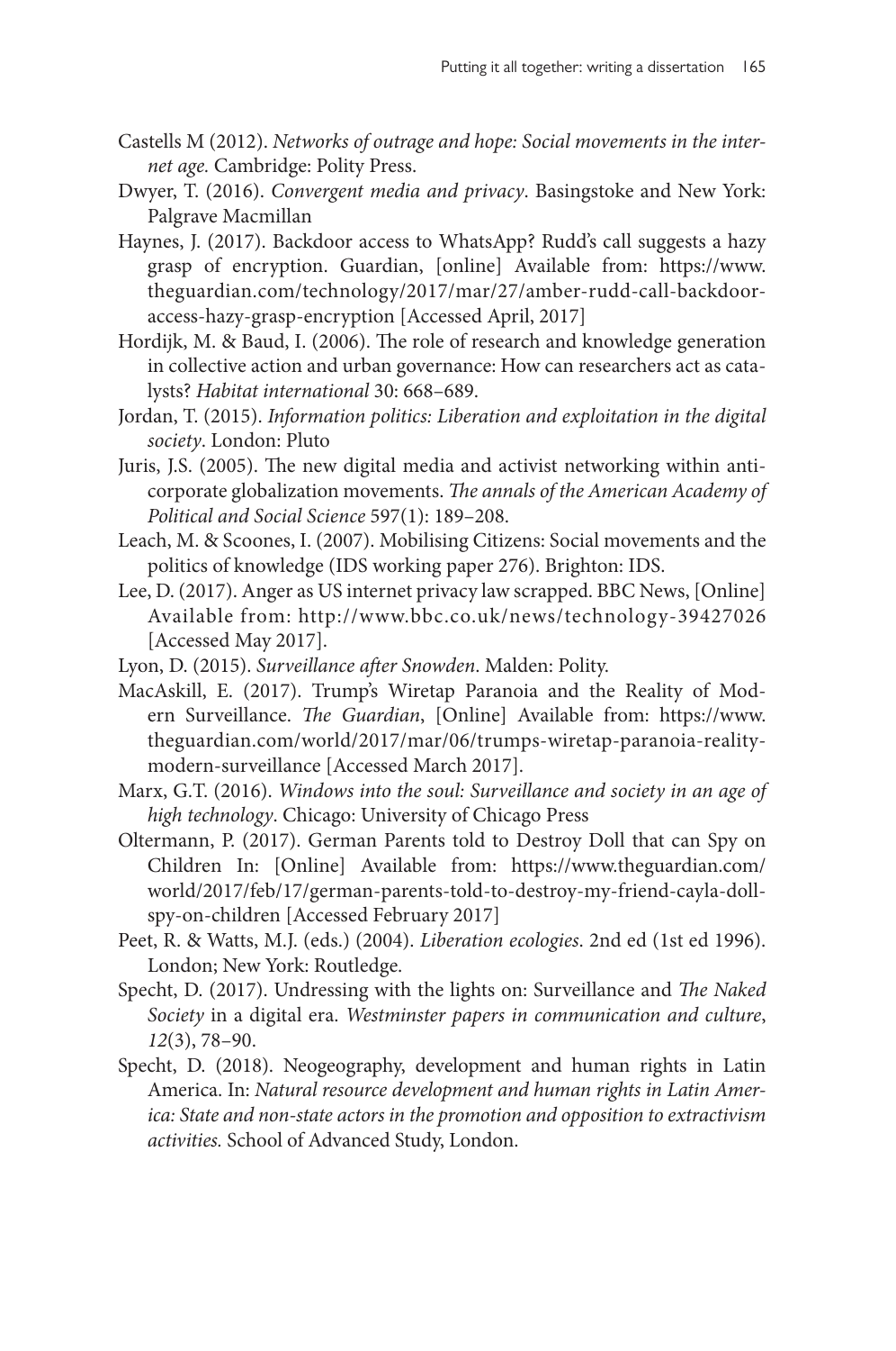Castells M (2012). *Networks of outrage and hope: Social movements in the internet age.* Cambridge: Polity Press.

Dwyer, T. (2016). *Convergent media and privacy*. Basingstoke and New York: Palgrave Macmillan

Haynes, J. (2017). Backdoor access to WhatsApp? Rudd's call suggests a hazy grasp of encryption. Guardian, [online] Available from: https://www.theguardian.com/technology/2017/mar/27/amber-rudd-call-backdoor-access-hazy-grasp-encryption [Accessed April, 2017]

Hordijk, M. & Baud, I. (2006). The role of research and knowledge generation in collective action and urban governance: How can researchers act as catalysts? *Habitat international* 30: 668–689.

Jordan, T. (2015). *Information politics: Liberation and exploitation in the digital society*. London: Pluto

Juris, J.S. (2005). The new digital media and activist networking within anti-corporate globalization movements. *The annals of the American Academy of Political and Social Science* 597(1): 189–208.

Leach, M. & Scoones, I. (2007). Mobilising Citizens: Social movements and the politics of knowledge (IDS working paper 276). Brighton: IDS.

Lee, D. (2017). Anger as US internet privacy law scrapped. BBC News, [Online] Available from: http://www.bbc.co.uk/news/technology-39427026 [Accessed May 2017].

Lyon, D. (2015). *Surveillance after Snowden*. Malden: Polity.

MacAskill, E. (2017). Trump's Wiretap Paranoia and the Reality of Modern Surveillance. *The Guardian*, [Online] Available from: https://www.theguardian.com/world/2017/mar/06/trumps-wiretap-paranoia-reality-modern-surveillance [Accessed March 2017].

Marx, G.T. (2016). *Windows into the soul: Surveillance and society in an age of high technology*. Chicago: University of Chicago Press

Oltermann, P. (2017). German Parents told to Destroy Doll that can Spy on Children In: [Online] Available from: https://www.theguardian.com/world/2017/feb/17/german-parents-told-to-destroy-my-friend-cayla-doll-spy-on-children [Accessed February 2017]

Peet, R. & Watts, M.J. (eds.) (2004). *Liberation ecologies*. 2nd ed (1st ed 1996). London; New York: Routledge.

Specht, D. (2017). Undressing with the lights on: Surveillance and *The Naked Society* in a digital era. *Westminster papers in communication and culture*, *12*(3), 78–90.

Specht, D. (2018). Neogeography, development and human rights in Latin America. In: *Natural resource development and human rights in Latin America: State and non-state actors in the promotion and opposition to extractivism activities.* School of Advanced Study, London.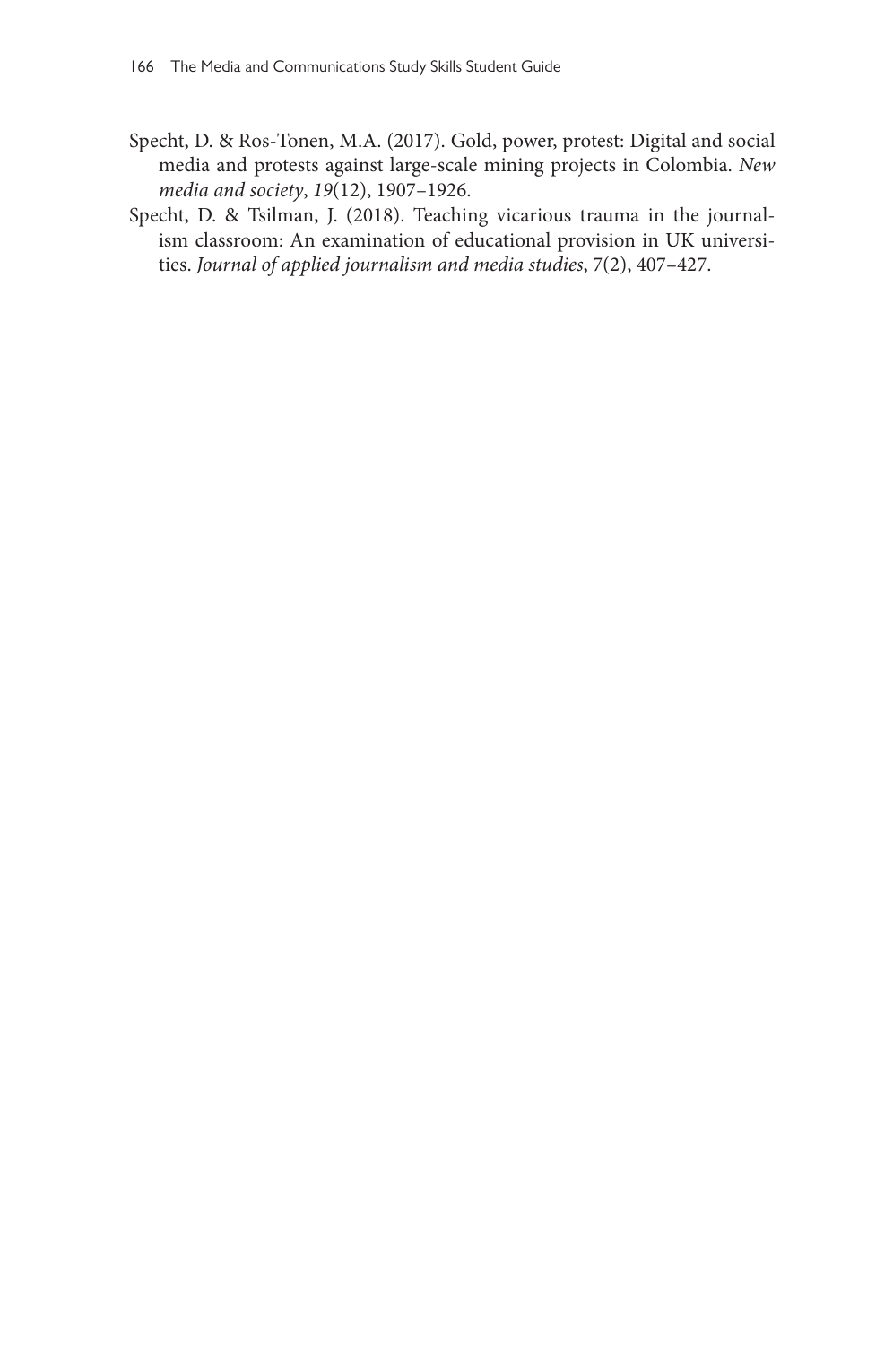Specht, D. & Ros-Tonen, M.A. (2017). Gold, power, protest: Digital and social media and protests against large-scale mining projects in Colombia. *New media and society*, *19*(12), 1907–1926.

Specht, D. & Tsilman, J. (2018). Teaching vicarious trauma in the journalism classroom: An examination of educational provision in UK universities. *Journal of applied journalism and media studies*, 7(2), 407–427.